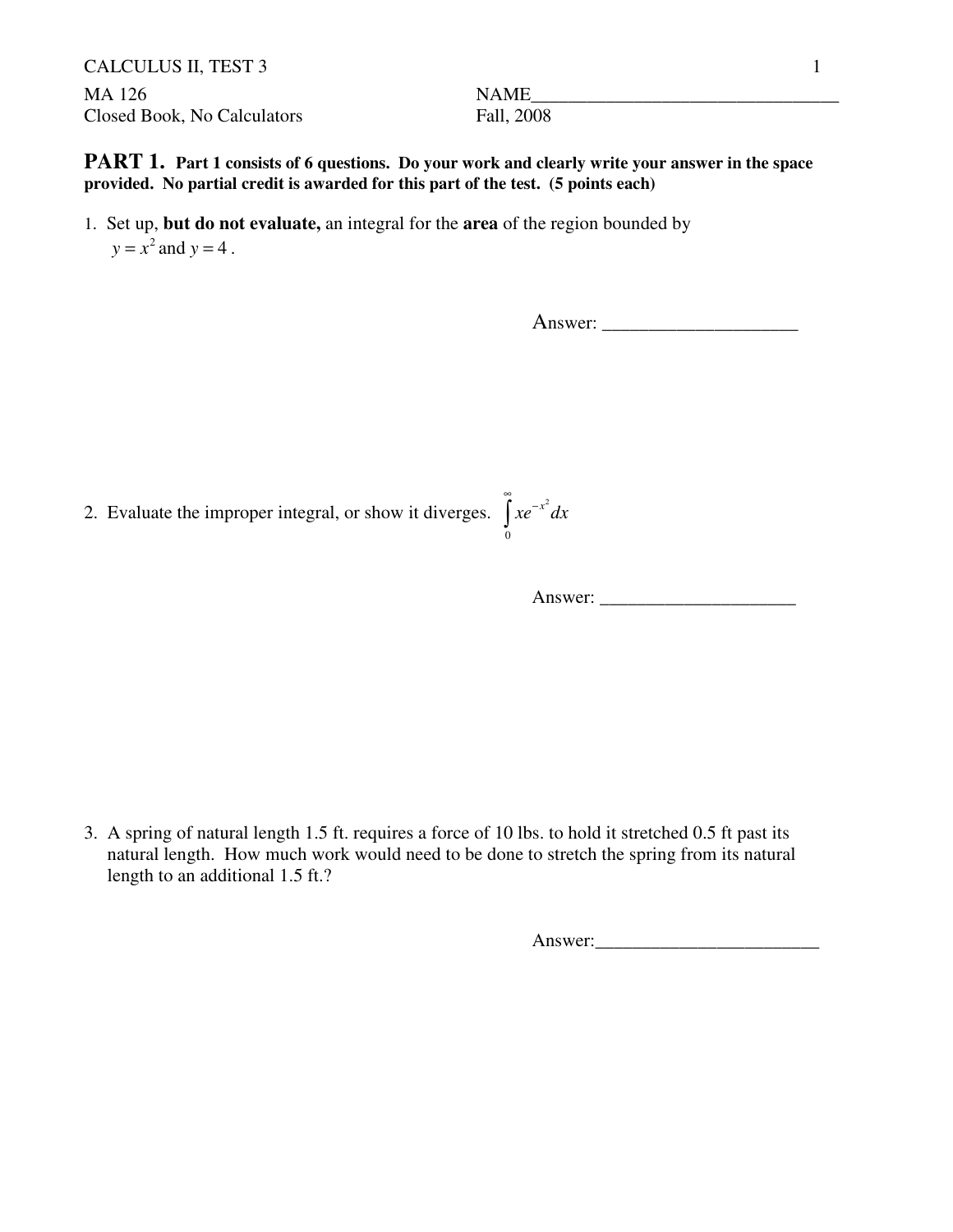CALCULUS II, TEST 3

MA 126 NAME________________________________

Closed Book, No Calculators Fall, 2008

**PART 1.** **Part 1 consists of 6 questions. Do your work and clearly write your answer in the space provided. No partial credit is awarded for this part of the test. (5 points each)**

1. Set up, **but do not evaluate,** an integral for the **area** of the region bounded by $y = x^2$ and $y = 4$.

Answer: ____________________

2. Evaluate the improper integral, or show it diverges. $\int_0^\infty xe^{-x^2}\,dx$

Answer: _____________________

3. A spring of natural length 1.5 ft. requires a force of 10 lbs. to hold it stretched 0.5 ft past its natural length. How much work would need to be done to stretch the spring from its natural length to an additional 1.5 ft.?

Answer:________________________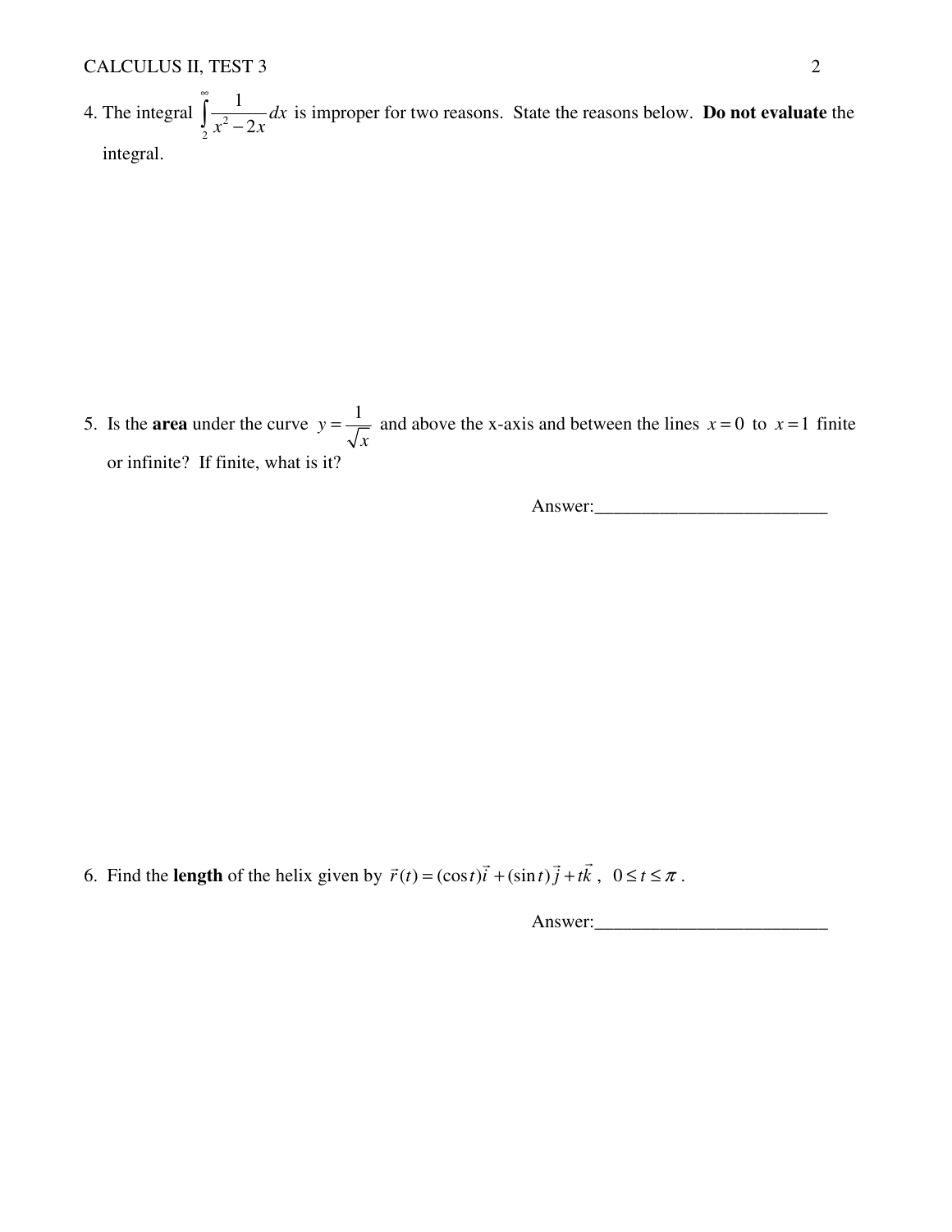4. The integral $\int_{2}^{\infty} \frac{1}{x^2 - 2x} dx$ is improper for two reasons. State the reasons below. **Do not evaluate** the integral.

5. Is the **area** under the curve $y = \frac{1}{\sqrt{x}}$ and above the x-axis and between the lines $x = 0$ to $x = 1$ finite or infinite? If finite, what is it?

Answer:_________________________

6. Find the **length** of the helix given by $\vec{r}(t) = (\cos t)\vec{i} + (\sin t)\vec{j} + t\vec{k}$, $0 \le t \le \pi$.

Answer:_________________________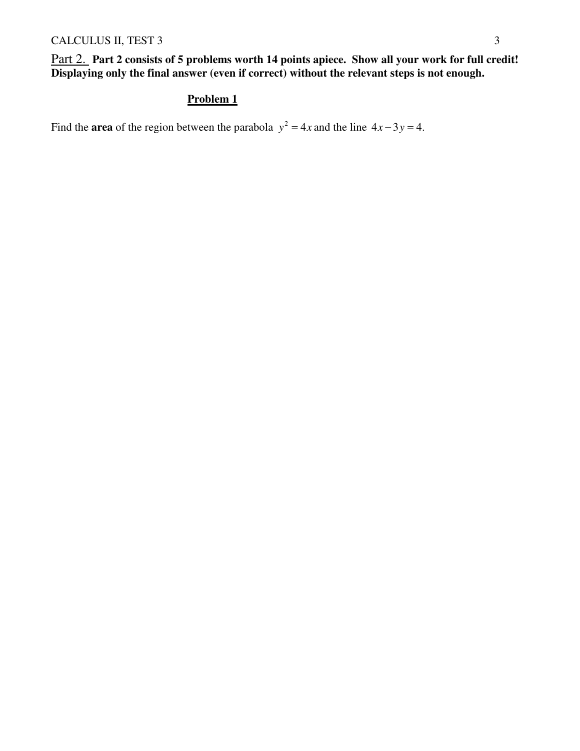Part 2. **Part 2 consists of 5 problems worth 14 points apiece. Show all your work for full credit! Displaying only the final answer (even if correct) without the relevant steps is not enough.**

## Problem 1

Find the **area** of the region between the parabola $y^2 = 4x$ and the line $4x - 3y = 4$.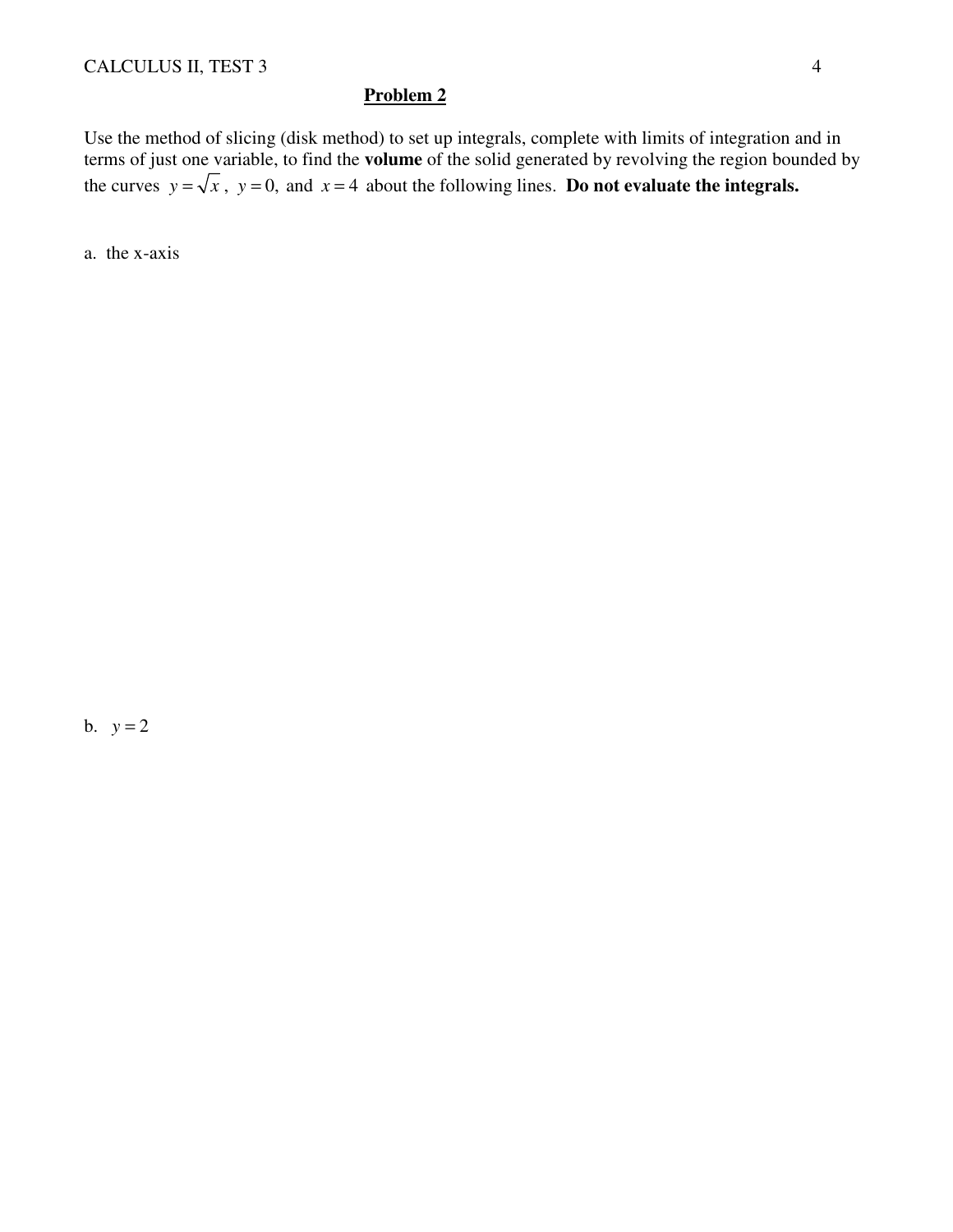## Problem 2

Use the method of slicing (disk method) to set up integrals, complete with limits of integration and in terms of just one variable, to find the **volume** of the solid generated by revolving the region bounded by the curves $y = \sqrt{x}$, $y = 0$, and $x = 4$ about the following lines. **Do not evaluate the integrals.**

a. the x-axis

b. $y = 2$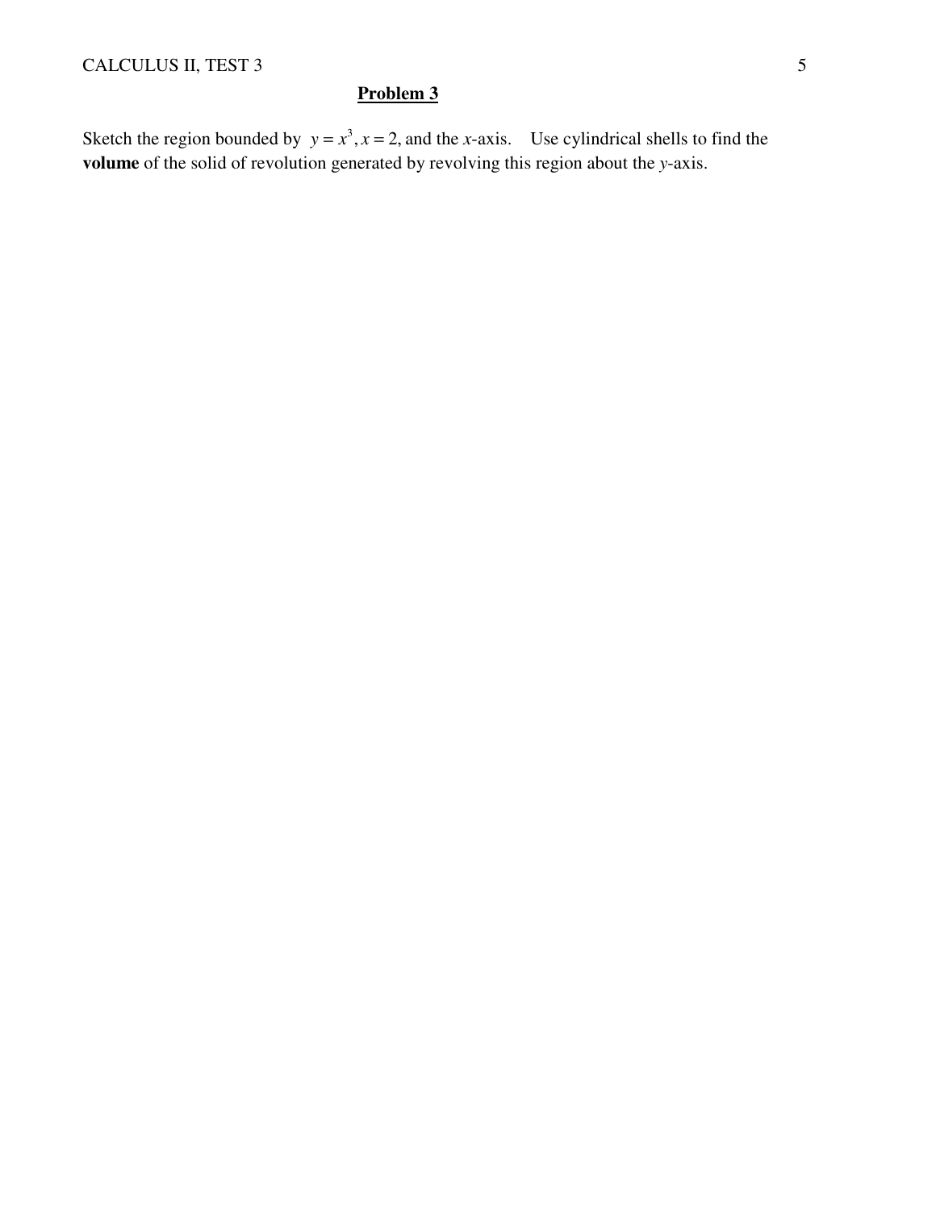## Problem 3

Sketch the region bounded by $y = x^3, x = 2$, and the *x*-axis. Use cylindrical shells to find the **volume** of the solid of revolution generated by revolving this region about the *y*-axis.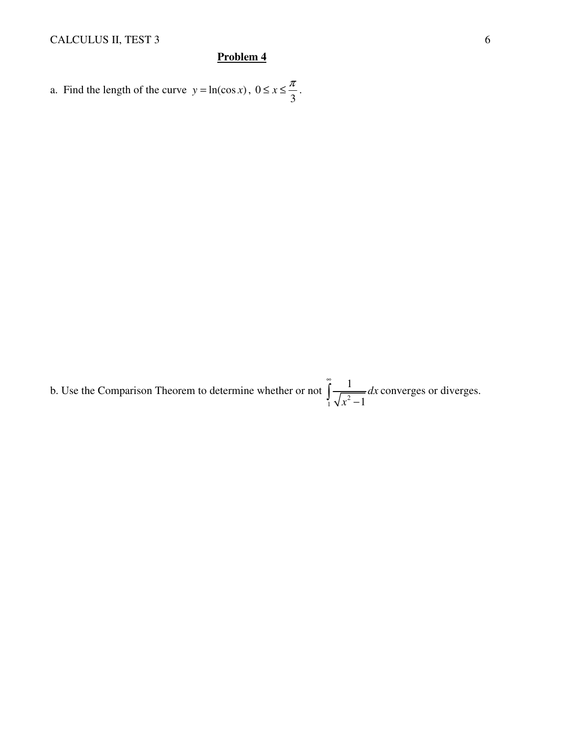## Problem 4

a. Find the length of the curve $y = \ln(\cos x)$, $0 \le x \le \frac{\pi}{3}$.

b. Use the Comparison Theorem to determine whether or not $\int_1^\infty \frac{1}{\sqrt{x^2 - 1}} dx$ converges or diverges.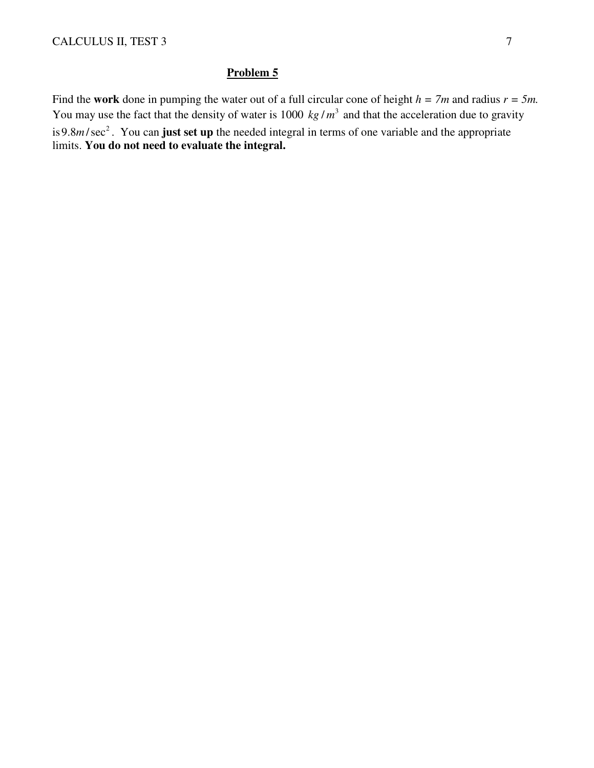## Problem 5

Find the **work** done in pumping the water out of a full circular cone of height $h = 7m$ and radius $r = 5m.$ You may use the fact that the density of water is 1000 $kg/m^3$ and that the acceleration due to gravity is $9.8m/\sec^2$. You can **just set up** the needed integral in terms of one variable and the appropriate limits. **You do not need to evaluate the integral.**